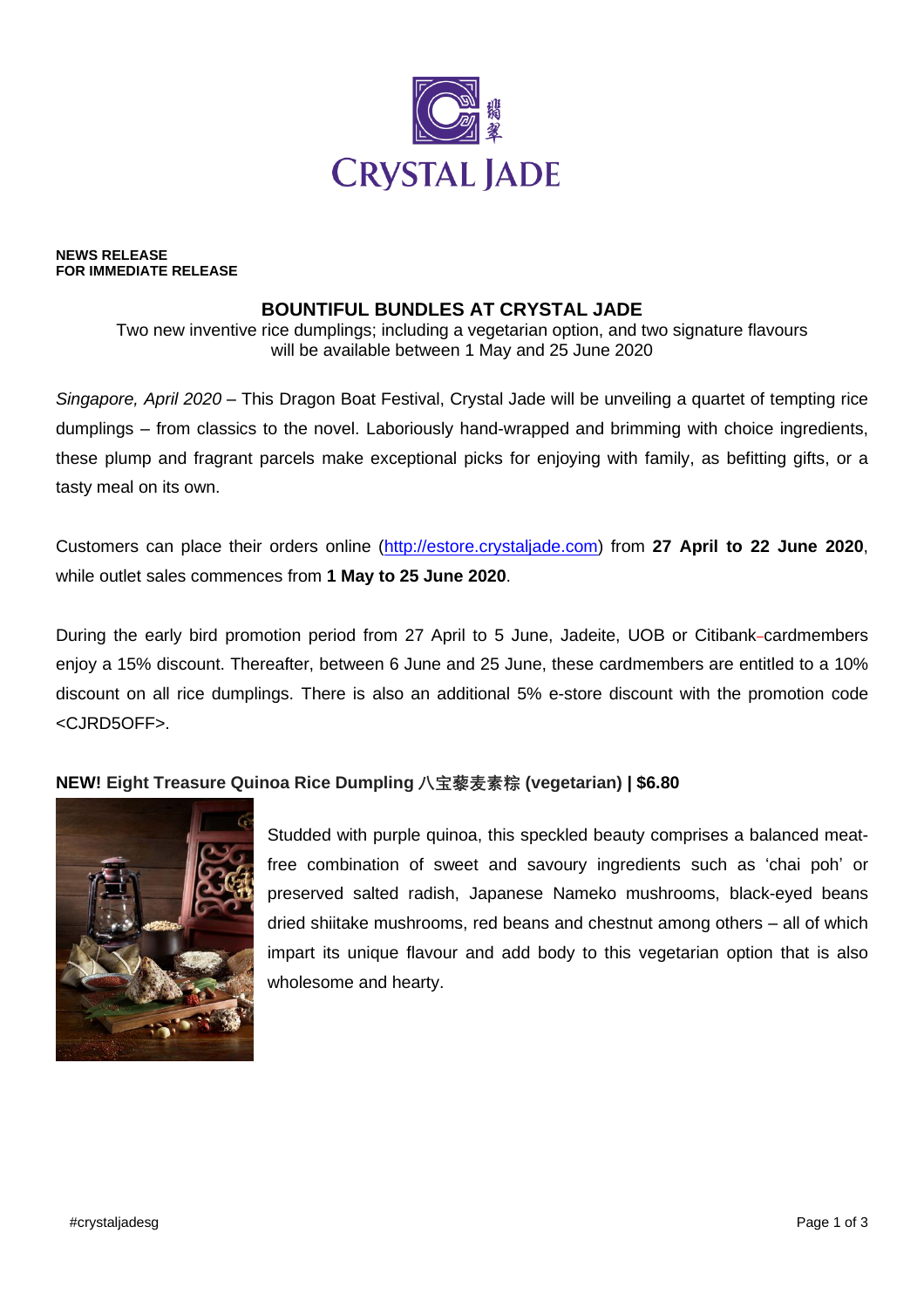**NEWS RELEASE**
**FOR IMMEDIATE RELEASE**

# BOUNTIFUL BUNDLES AT CRYSTAL JADE

Two new inventive rice dumplings; including a vegetarian option, and two signature flavours will be available between 1 May and 25 June 2020

*Singapore, April 2020* – This Dragon Boat Festival, Crystal Jade will be unveiling a quartet of tempting rice dumplings – from classics to the novel. Laboriously hand-wrapped and brimming with choice ingredients, these plump and fragrant parcels make exceptional picks for enjoying with family, as befitting gifts, or a tasty meal on its own.

Customers can place their orders online (http://estore.crystaljade.com) from **27 April to 22 June 2020**, while outlet sales commences from **1 May to 25 June 2020**.

During the early bird promotion period from 27 April to 5 June, Jadeite, UOB or Citibank cardmembers enjoy a 15% discount. Thereafter, between 6 June and 25 June, these cardmembers are entitled to a 10% discount on all rice dumplings. There is also an additional 5% e-store discount with the promotion code <CJRD5OFF>.

**NEW! Eight Treasure Quinoa Rice Dumpling 八宝藜麦素粽 (vegetarian) | $6.80**

Studded with purple quinoa, this speckled beauty comprises a balanced meat-free combination of sweet and savoury ingredients such as 'chai poh' or preserved salted radish, Japanese Nameko mushrooms, black-eyed beans dried shiitake mushrooms, red beans and chestnut among others – all of which impart its unique flavour and add body to this vegetarian option that is also wholesome and hearty.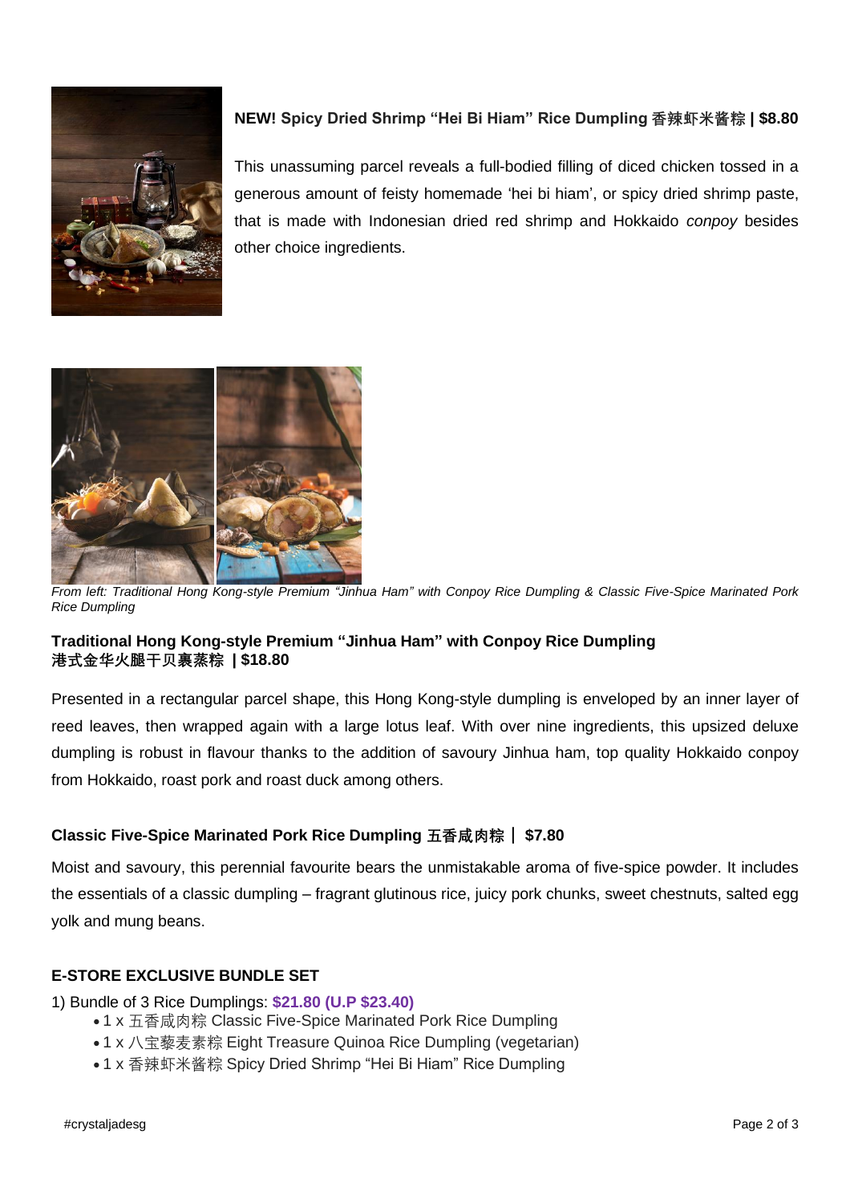**NEW! Spicy Dried Shrimp "Hei Bi Hiam" Rice Dumpling 香辣虾米酱粽 | $8.80**

This unassuming parcel reveals a full-bodied filling of diced chicken tossed in a generous amount of feisty homemade 'hei bi hiam', or spicy dried shrimp paste, that is made with Indonesian dried red shrimp and Hokkaido *conpoy* besides other choice ingredients.

*From left: Traditional Hong Kong-style Premium "Jinhua Ham" with Conpoy Rice Dumpling & Classic Five-Spice Marinated Pork Rice Dumpling*

**Traditional Hong Kong-style Premium "Jinhua Ham" with Conpoy Rice Dumpling**
**港式金华火腿干贝裹蒸粽 | $18.80**

Presented in a rectangular parcel shape, this Hong Kong-style dumpling is enveloped by an inner layer of reed leaves, then wrapped again with a large lotus leaf. With over nine ingredients, this upsized deluxe dumpling is robust in flavour thanks to the addition of savoury Jinhua ham, top quality Hokkaido conpoy from Hokkaido, roast pork and roast duck among others.

**Classic Five-Spice Marinated Pork Rice Dumpling 五香咸肉粽 | $7.80**

Moist and savoury, this perennial favourite bears the unmistakable aroma of five-spice powder. It includes the essentials of a classic dumpling – fragrant glutinous rice, juicy pork chunks, sweet chestnuts, salted egg yolk and mung beans.

**E-STORE EXCLUSIVE BUNDLE SET**

1) Bundle of 3 Rice Dumplings: **$21.80 (U.P $23.40)**
- 1 x 五香咸肉粽 Classic Five-Spice Marinated Pork Rice Dumpling
- 1 x 八宝藜麦素粽 Eight Treasure Quinoa Rice Dumpling (vegetarian)
- 1 x 香辣虾米酱粽 Spicy Dried Shrimp "Hei Bi Hiam" Rice Dumpling

#crystaljadesg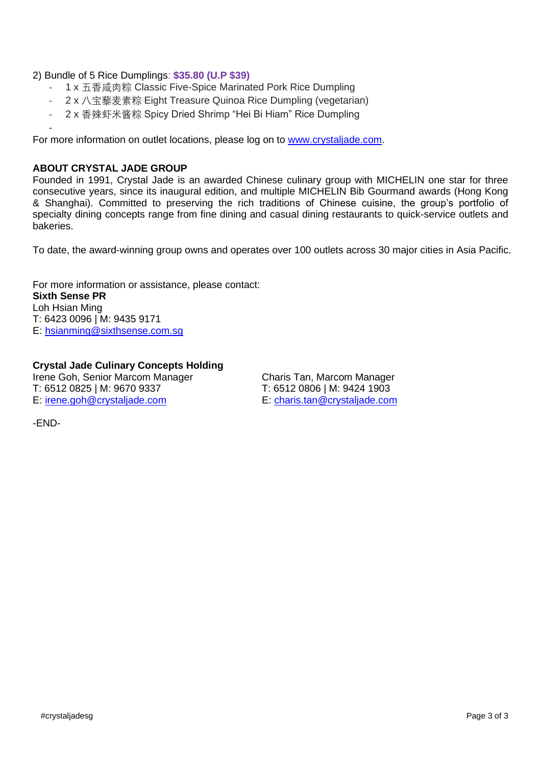2) Bundle of 5 Rice Dumplings: **$35.80 (U.P $39)**

- 1 x 五香咸肉粽 Classic Five-Spice Marinated Pork Rice Dumpling
- 2 x 八宝藜麦素粽 Eight Treasure Quinoa Rice Dumpling (vegetarian)
- 2 x 香辣虾米酱粽 Spicy Dried Shrimp “Hei Bi Hiam” Rice Dumpling
-

For more information on outlet locations, please log on to www.crystaljade.com.

**ABOUT CRYSTAL JADE GROUP**

Founded in 1991, Crystal Jade is an awarded Chinese culinary group with MICHELIN one star for three consecutive years, since its inaugural edition, and multiple MICHELIN Bib Gourmand awards (Hong Kong & Shanghai). Committed to preserving the rich traditions of Chinese cuisine, the group’s portfolio of specialty dining concepts range from fine dining and casual dining restaurants to quick-service outlets and bakeries.

To date, the award-winning group owns and operates over 100 outlets across 30 major cities in Asia Pacific.

For more information or assistance, please contact:
**Sixth Sense PR**
Loh Hsian Ming
T: 6423 0096 | M: 9435 9171
E: hsianming@sixthsense.com.sg

**Crystal Jade Culinary Concepts Holding**

Irene Goh, Senior Marcom Manager
T: 6512 0825 | M: 9670 9337
E: irene.goh@crystaljade.com

Charis Tan, Marcom Manager
T: 6512 0806 | M: 9424 1903
E: charis.tan@crystaljade.com

-END-

#crystaljadesg